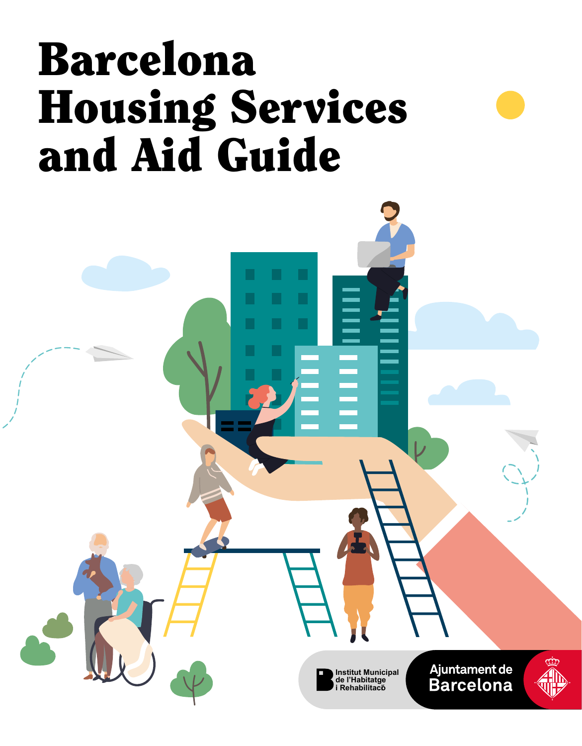# Barcelona Housing Services and Aid Guide

Institut Municipal de l'Habitatge i Rehabilitació

Ajuntament de Barcelona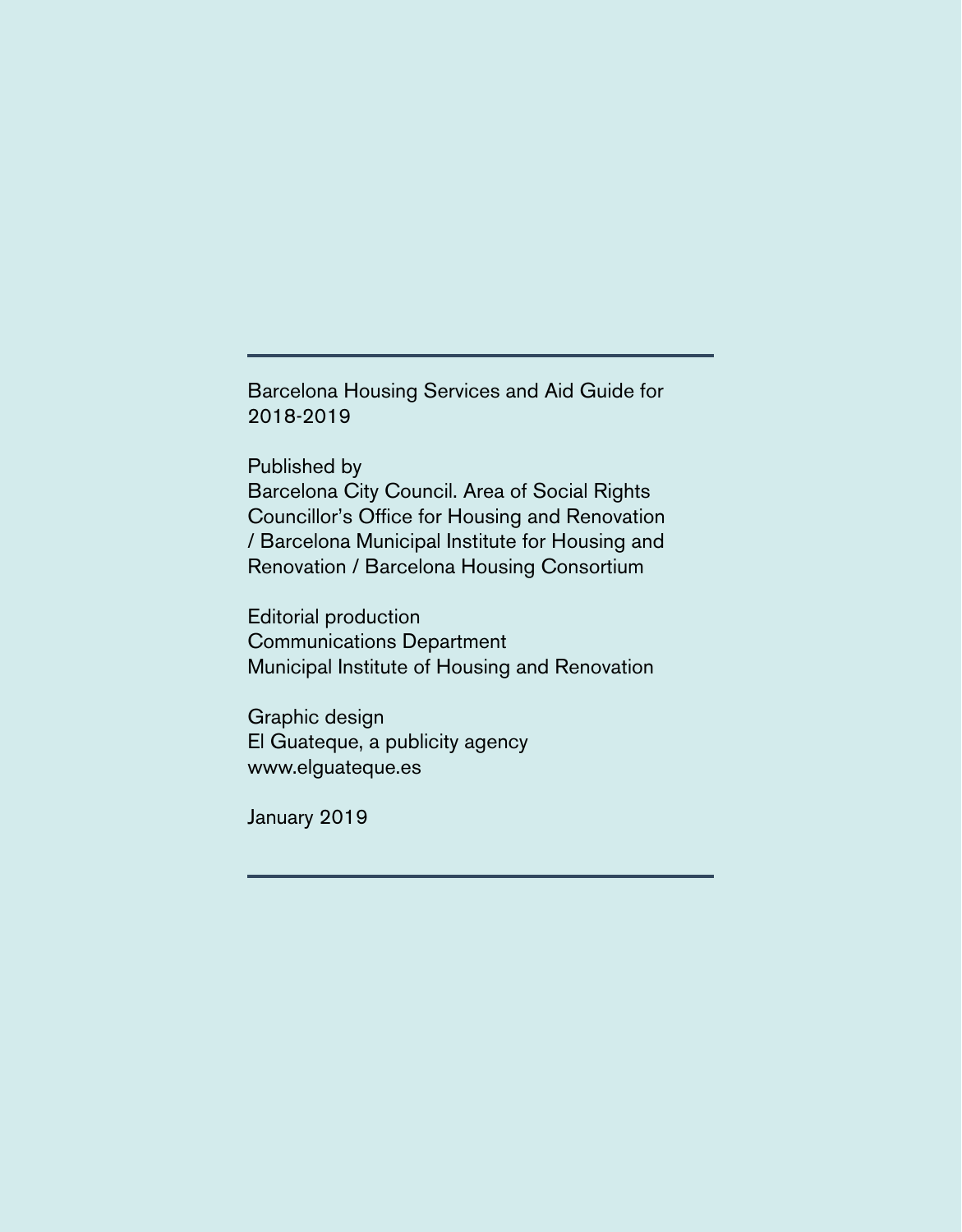Barcelona Housing Services and Aid Guide for 2018-2019

Published by
Barcelona City Council. Area of Social Rights
Councillor's Office for Housing and Renovation
/ Barcelona Municipal Institute for Housing and
Renovation / Barcelona Housing Consortium

Editorial production
Communications Department
Municipal Institute of Housing and Renovation

Graphic design
El Guateque, a publicity agency
www.elguateque.es

January 2019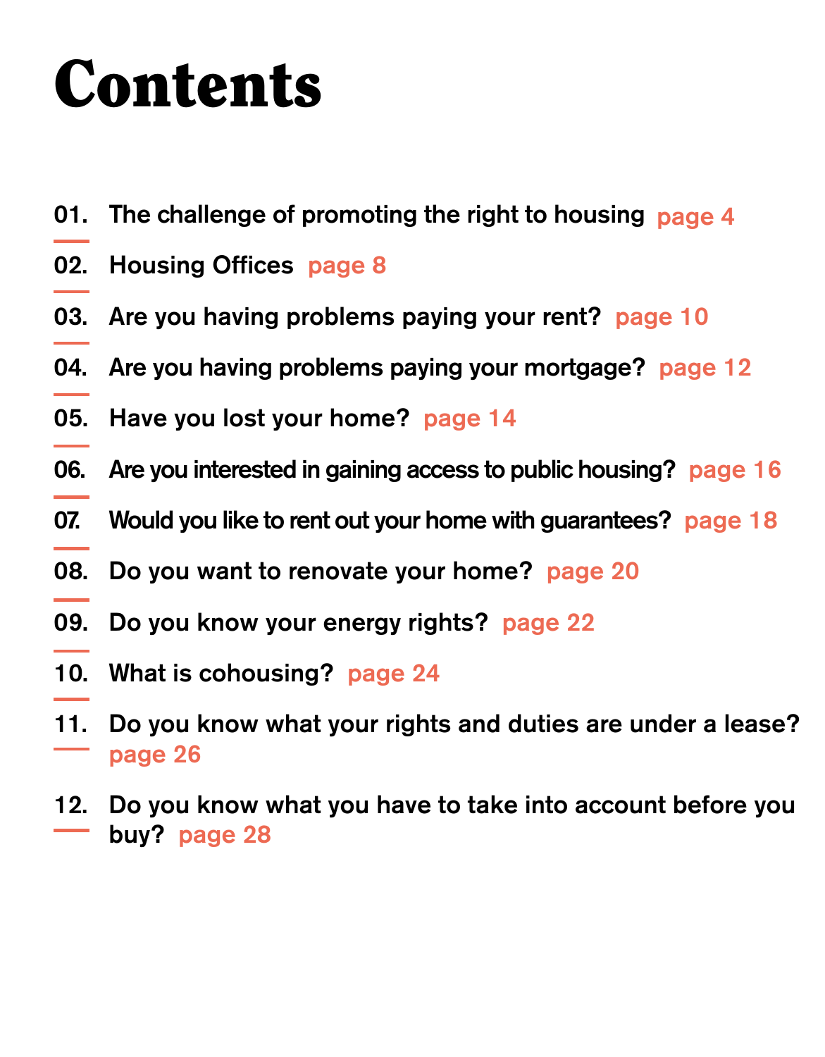# Contents

01. The challenge of promoting the right to housing page 4
02. Housing Offices page 8
03. Are you having problems paying your rent? page 10
04. Are you having problems paying your mortgage? page 12
05. Have you lost your home? page 14
06. Are you interested in gaining access to public housing? page 16
07. Would you like to rent out your home with guarantees? page 18
08. Do you want to renovate your home? page 20
09. Do you know your energy rights? page 22
10. What is cohousing? page 24
11. Do you know what your rights and duties are under a lease? page 26
12. Do you know what you have to take into account before you buy? page 28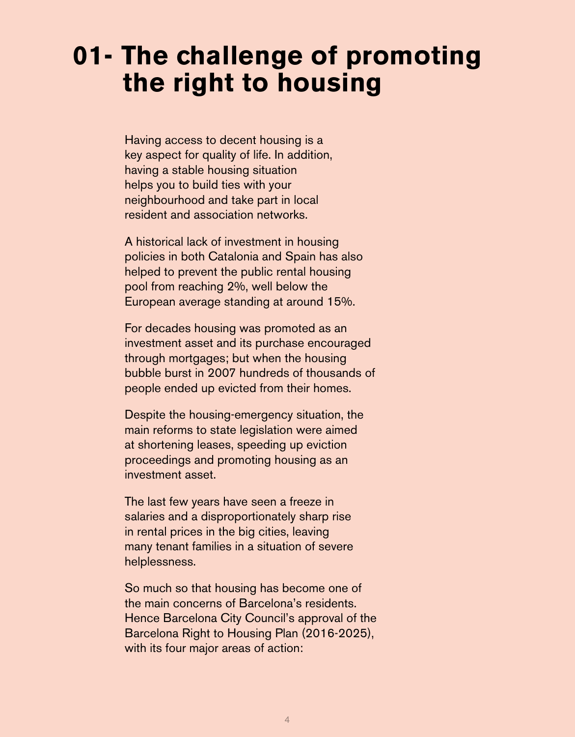# 01- The challenge of promoting the right to housing

Having access to decent housing is a key aspect for quality of life. In addition, having a stable housing situation helps you to build ties with your neighbourhood and take part in local resident and association networks.

A historical lack of investment in housing policies in both Catalonia and Spain has also helped to prevent the public rental housing pool from reaching 2%, well below the European average standing at around 15%.

For decades housing was promoted as an investment asset and its purchase encouraged through mortgages; but when the housing bubble burst in 2007 hundreds of thousands of people ended up evicted from their homes.

Despite the housing-emergency situation, the main reforms to state legislation were aimed at shortening leases, speeding up eviction proceedings and promoting housing as an investment asset.

The last few years have seen a freeze in salaries and a disproportionately sharp rise in rental prices in the big cities, leaving many tenant families in a situation of severe helplessness.

So much so that housing has become one of the main concerns of Barcelona's residents. Hence Barcelona City Council's approval of the Barcelona Right to Housing Plan (2016-2025), with its four major areas of action: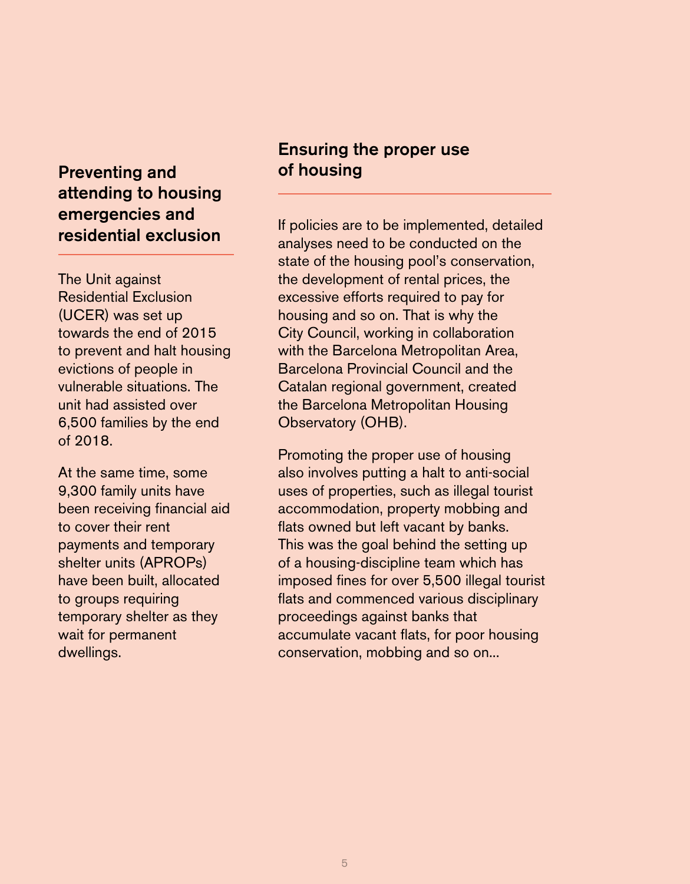## Preventing and attending to housing emergencies and residential exclusion

The Unit against Residential Exclusion (UCER) was set up towards the end of 2015 to prevent and halt housing evictions of people in vulnerable situations. The unit had assisted over 6,500 families by the end of 2018.

At the same time, some 9,300 family units have been receiving financial aid to cover their rent payments and temporary shelter units (APROPs) have been built, allocated to groups requiring temporary shelter as they wait for permanent dwellings.

## Ensuring the proper use of housing

If policies are to be implemented, detailed analyses need to be conducted on the state of the housing pool's conservation, the development of rental prices, the excessive efforts required to pay for housing and so on. That is why the City Council, working in collaboration with the Barcelona Metropolitan Area, Barcelona Provincial Council and the Catalan regional government, created the Barcelona Metropolitan Housing Observatory (OHB).

Promoting the proper use of housing also involves putting a halt to anti-social uses of properties, such as illegal tourist accommodation, property mobbing and flats owned but left vacant by banks. This was the goal behind the setting up of a housing-discipline team which has imposed fines for over 5,500 illegal tourist flats and commenced various disciplinary proceedings against banks that accumulate vacant flats, for poor housing conservation, mobbing and so on...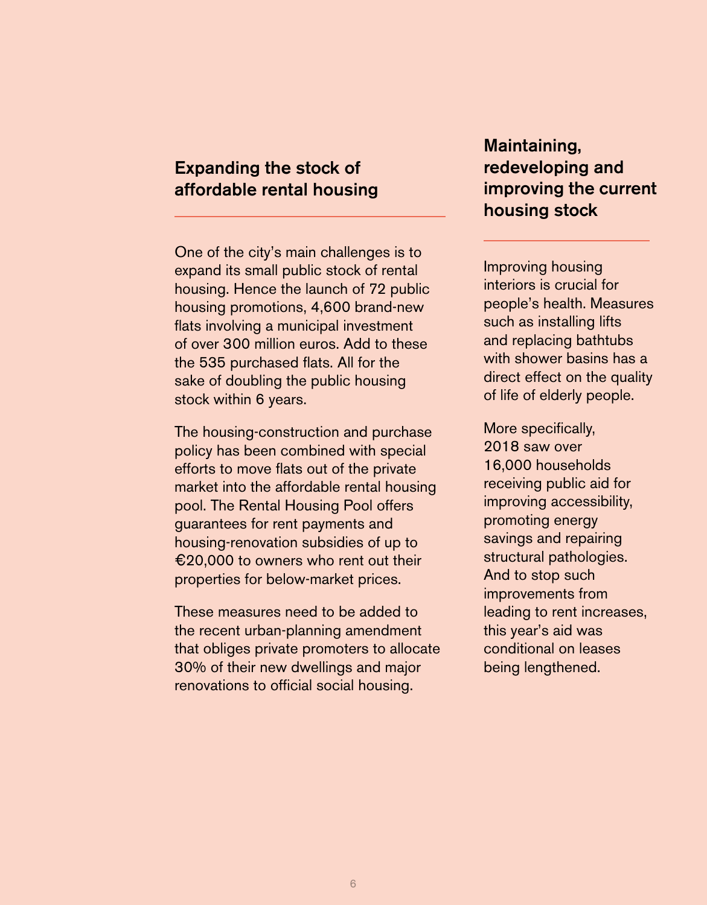## Expanding the stock of affordable rental housing

One of the city's main challenges is to expand its small public stock of rental housing. Hence the launch of 72 public housing promotions, 4,600 brand-new flats involving a municipal investment of over 300 million euros. Add to these the 535 purchased flats. All for the sake of doubling the public housing stock within 6 years.

The housing-construction and purchase policy has been combined with special efforts to move flats out of the private market into the affordable rental housing pool. The Rental Housing Pool offers guarantees for rent payments and housing-renovation subsidies of up to €20,000 to owners who rent out their properties for below-market prices.

These measures need to be added to the recent urban-planning amendment that obliges private promoters to allocate 30% of their new dwellings and major renovations to official social housing.

## Maintaining, redeveloping and improving the current housing stock

Improving housing interiors is crucial for people's health. Measures such as installing lifts and replacing bathtubs with shower basins has a direct effect on the quality of life of elderly people.

More specifically, 2018 saw over 16,000 households receiving public aid for improving accessibility, promoting energy savings and repairing structural pathologies. And to stop such improvements from leading to rent increases, this year's aid was conditional on leases being lengthened.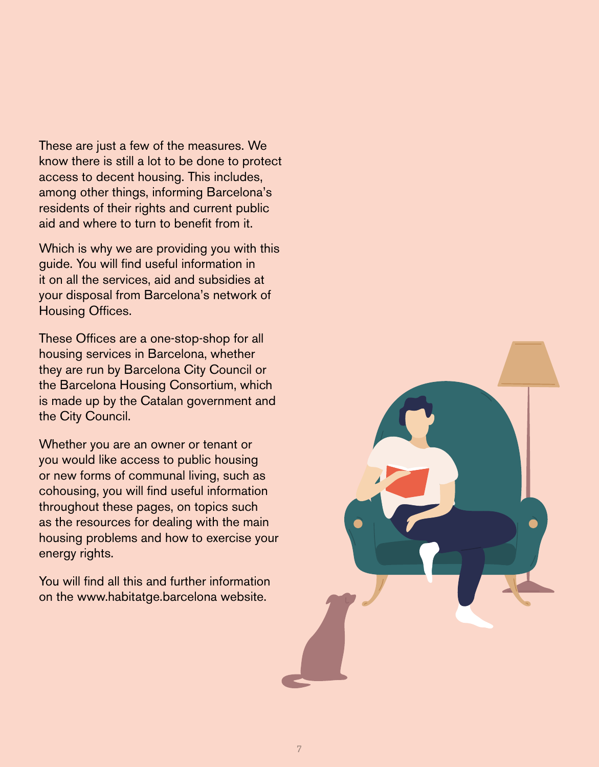These are just a few of the measures. We know there is still a lot to be done to protect access to decent housing. This includes, among other things, informing Barcelona's residents of their rights and current public aid and where to turn to benefit from it.

Which is why we are providing you with this guide. You will find useful information in it on all the services, aid and subsidies at your disposal from Barcelona's network of Housing Offices.

These Offices are a one-stop-shop for all housing services in Barcelona, whether they are run by Barcelona City Council or the Barcelona Housing Consortium, which is made up by the Catalan government and the City Council.

Whether you are an owner or tenant or you would like access to public housing or new forms of communal living, such as cohousing, you will find useful information throughout these pages, on topics such as the resources for dealing with the main housing problems and how to exercise your energy rights.

You will find all this and further information on the www.habitatge.barcelona website.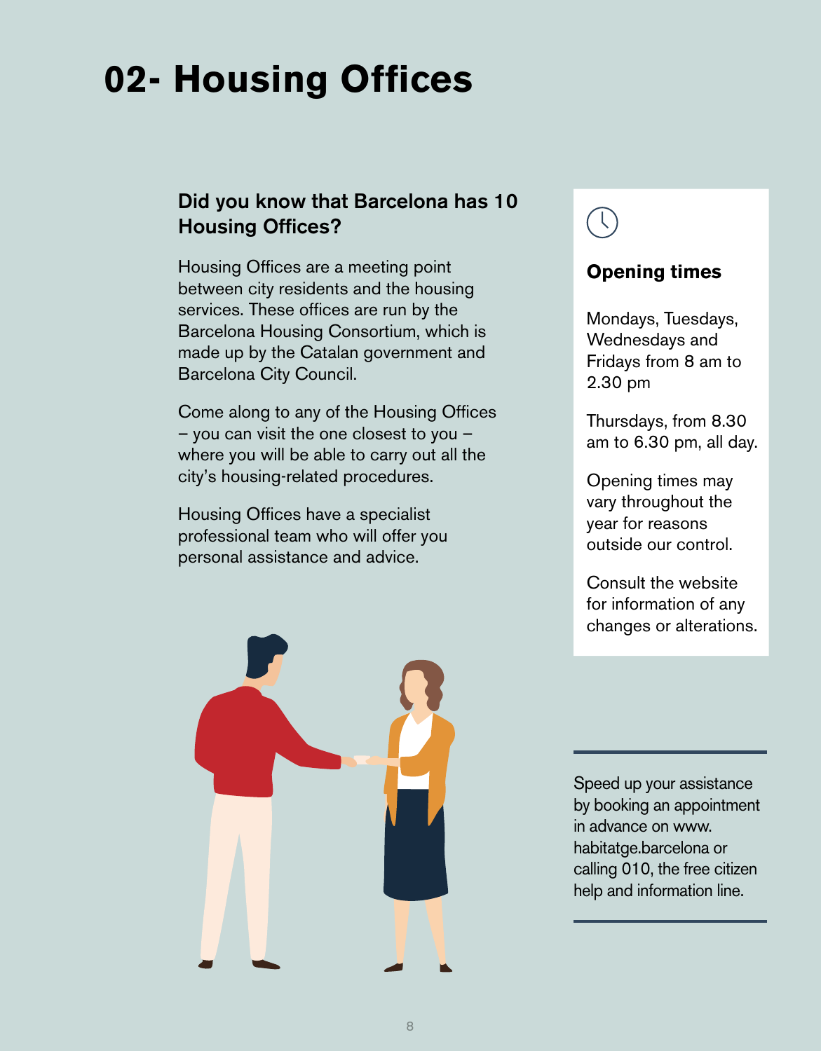# 02- Housing Offices

## Did you know that Barcelona has 10 Housing Offices?

Housing Offices are a meeting point between city residents and the housing services. These offices are run by the Barcelona Housing Consortium, which is made up by the Catalan government and Barcelona City Council.

Come along to any of the Housing Offices – you can visit the one closest to you – where you will be able to carry out all the city's housing-related procedures.

Housing Offices have a specialist professional team who will offer you personal assistance and advice.

### Opening times

Mondays, Tuesdays, Wednesdays and Fridays from 8 am to 2.30 pm

Thursdays, from 8.30 am to 6.30 pm, all day.

Opening times may vary throughout the year for reasons outside our control.

Consult the website for information of any changes or alterations.

---

Speed up your assistance by booking an appointment in advance on www.habitatge.barcelona or calling 010, the free citizen help and information line.

---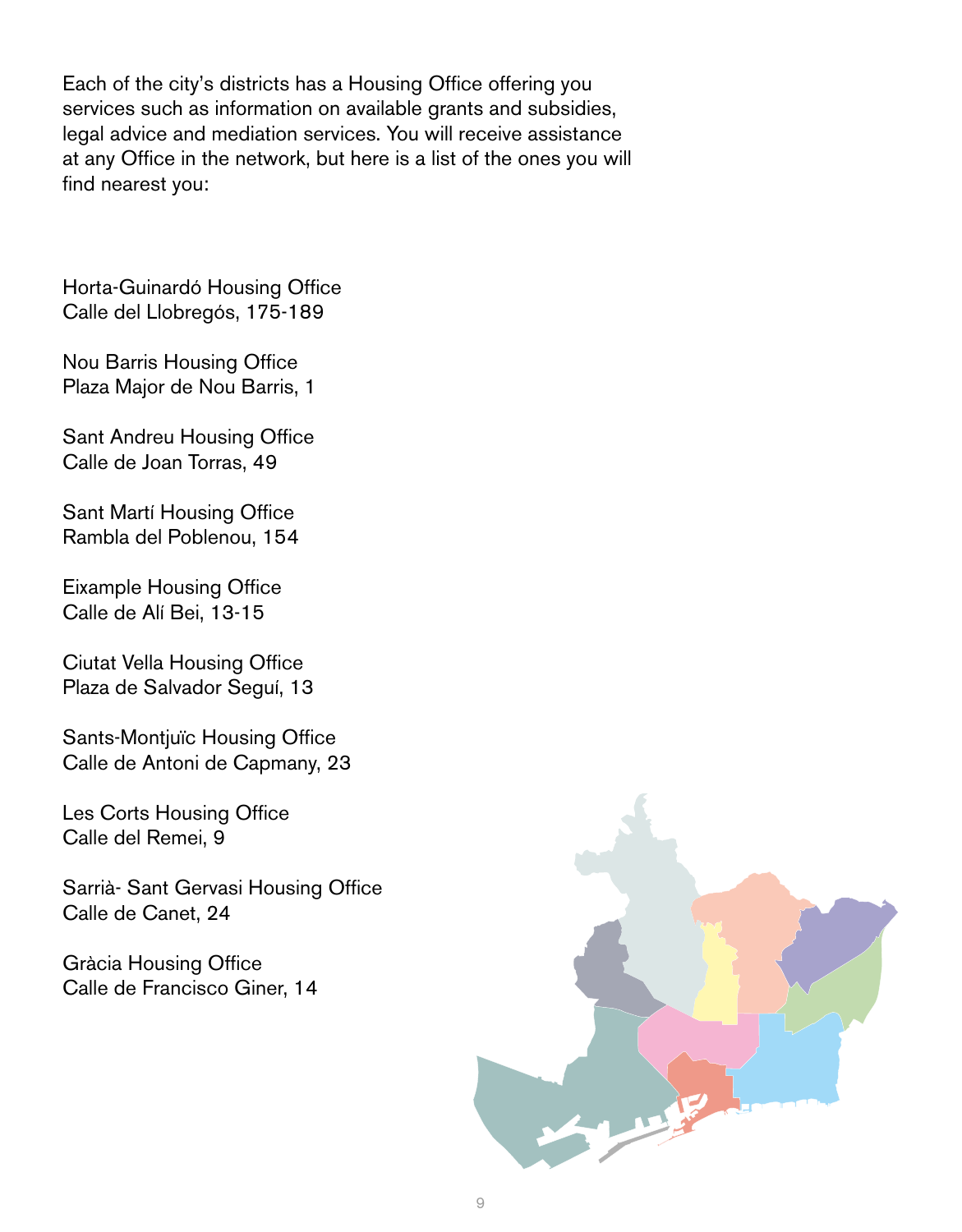Each of the city's districts has a Housing Office offering you services such as information on available grants and subsidies, legal advice and mediation services. You will receive assistance at any Office in the network, but here is a list of the ones you will find nearest you:

Horta-Guinardó Housing Office
Calle del Llobregós, 175-189

Nou Barris Housing Office
Plaza Major de Nou Barris, 1

Sant Andreu Housing Office
Calle de Joan Torras, 49

Sant Martí Housing Office
Rambla del Poblenou, 154

Eixample Housing Office
Calle de Alí Bei, 13-15

Ciutat Vella Housing Office
Plaza de Salvador Seguí, 13

Sants-Montjuïc Housing Office
Calle de Antoni de Capmany, 23

Les Corts Housing Office
Calle del Remei, 9

Sarrià- Sant Gervasi Housing Office
Calle de Canet, 24

Gràcia Housing Office
Calle de Francisco Giner, 14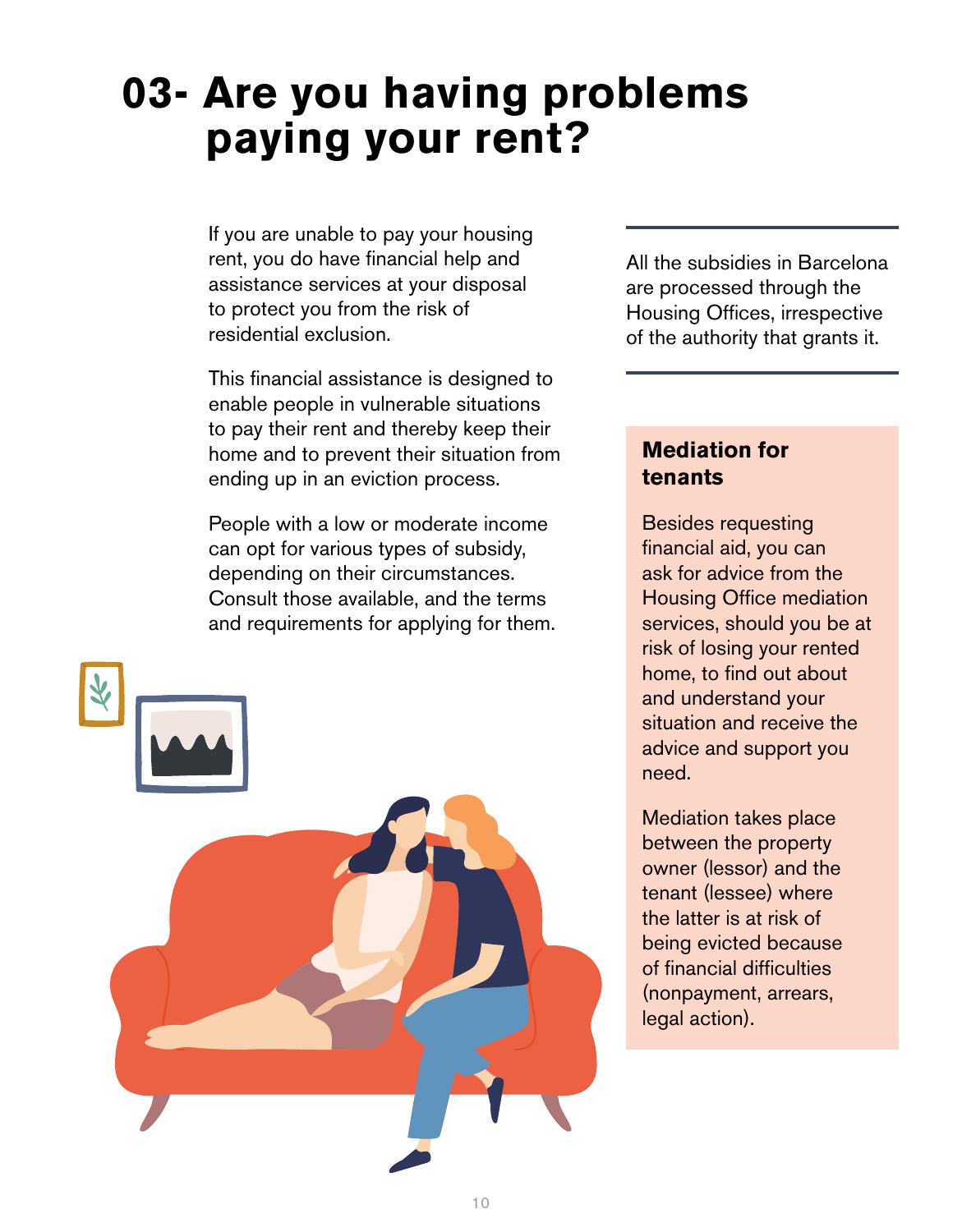# 03- Are you having problems paying your rent?

If you are unable to pay your housing rent, you do have financial help and assistance services at your disposal to protect you from the risk of residential exclusion.

This financial assistance is designed to enable people in vulnerable situations to pay their rent and thereby keep their home and to prevent their situation from ending up in an eviction process.

People with a low or moderate income can opt for various types of subsidy, depending on their circumstances. Consult those available, and the terms and requirements for applying for them.

All the subsidies in Barcelona are processed through the Housing Offices, irrespective of the authority that grants it.

**Mediation for tenants**

Besides requesting financial aid, you can ask for advice from the Housing Office mediation services, should you be at risk of losing your rented home, to find out about and understand your situation and receive the advice and support you need.

Mediation takes place between the property owner (lessor) and the tenant (lessee) where the latter is at risk of being evicted because of financial difficulties (nonpayment, arrears, legal action).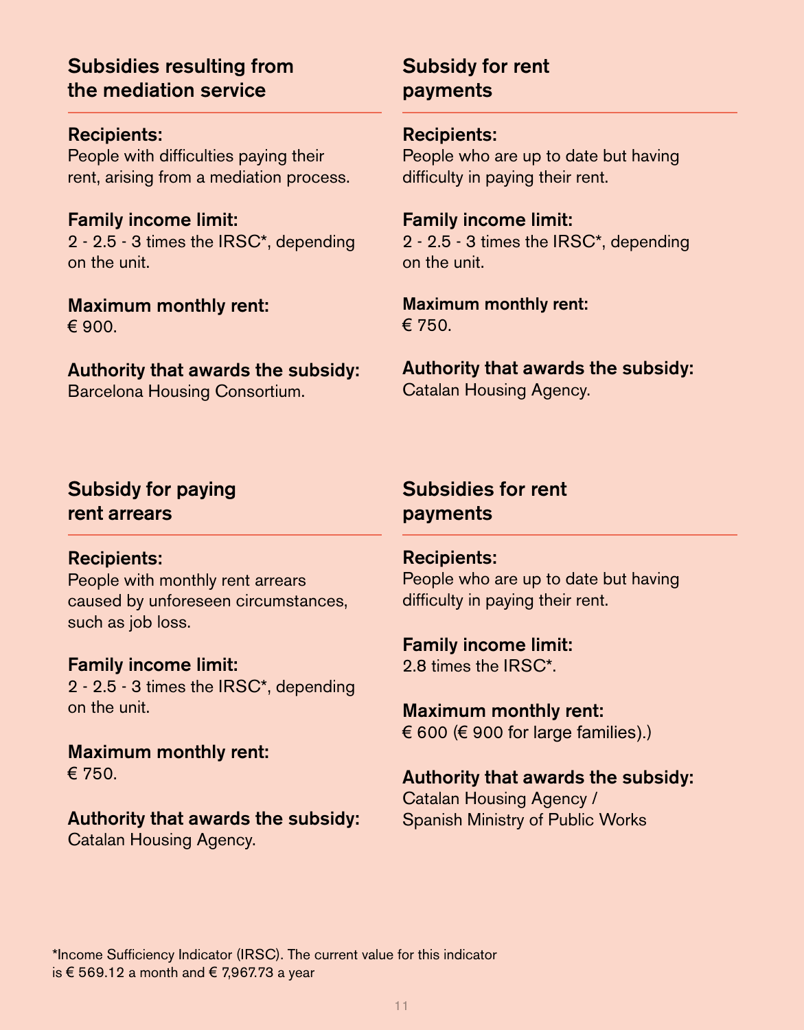## Subsidies resulting from the mediation service

**Recipients:**
People with difficulties paying their rent, arising from a mediation process.

**Family income limit:**
2 - 2.5 - 3 times the IRSC*, depending on the unit.

**Maximum monthly rent:**
€ 900.

**Authority that awards the subsidy:**
Barcelona Housing Consortium.

## Subsidy for rent payments

**Recipients:**
People who are up to date but having difficulty in paying their rent.

**Family income limit:**
2 - 2.5 - 3 times the IRSC*, depending on the unit.

**Maximum monthly rent:**
€ 750.

**Authority that awards the subsidy:**
Catalan Housing Agency.

## Subsidy for paying rent arrears

**Recipients:**
People with monthly rent arrears caused by unforeseen circumstances, such as job loss.

**Family income limit:**
2 - 2.5 - 3 times the IRSC*, depending on the unit.

**Maximum monthly rent:**
€ 750.

**Authority that awards the subsidy:**
Catalan Housing Agency.

## Subsidies for rent payments

**Recipients:**
People who are up to date but having difficulty in paying their rent.

**Family income limit:**
2.8 times the IRSC*.

**Maximum monthly rent:**
€ 600 (€ 900 for large families).)

**Authority that awards the subsidy:**
Catalan Housing Agency /
Spanish Ministry of Public Works

*Income Sufficiency Indicator (IRSC). The current value for this indicator is € 569.12 a month and € 7,967.73 a year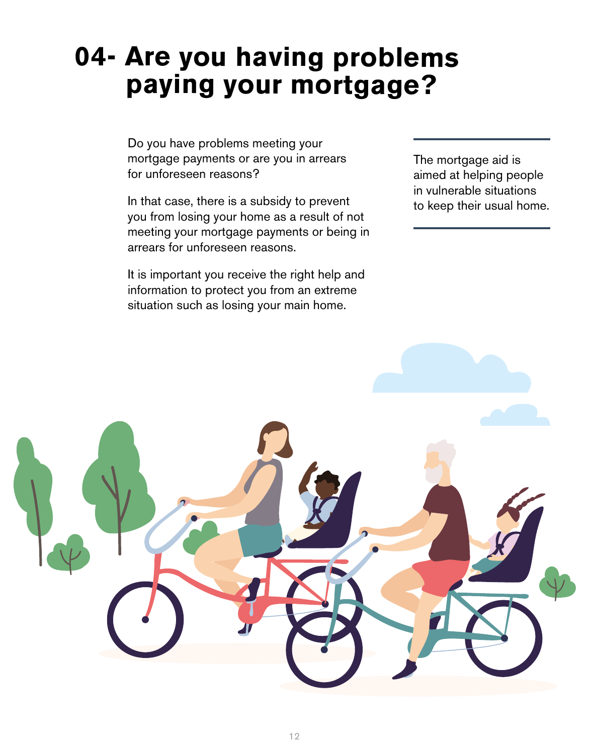# 04- Are you having problems paying your mortgage?

Do you have problems meeting your mortgage payments or are you in arrears for unforeseen reasons?

In that case, there is a subsidy to prevent you from losing your home as a result of not meeting your mortgage payments or being in arrears for unforeseen reasons.

It is important you receive the right help and information to protect you from an extreme situation such as losing your main home.

The mortgage aid is aimed at helping people in vulnerable situations to keep their usual home.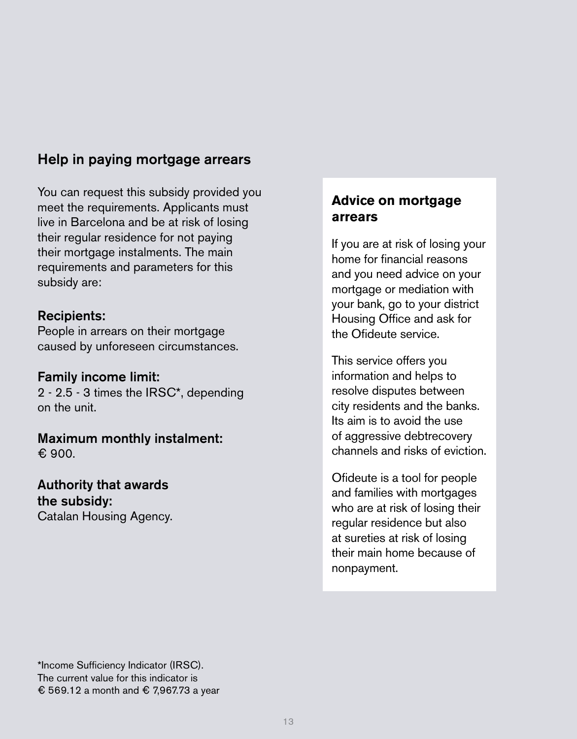## Help in paying mortgage arrears

You can request this subsidy provided you meet the requirements. Applicants must live in Barcelona and be at risk of losing their regular residence for not paying their mortgage instalments. The main requirements and parameters for this subsidy are:

### Recipients:

People in arrears on their mortgage caused by unforeseen circumstances.

### Family income limit:

2 - 2.5 - 3 times the IRSC*, depending on the unit.

### Maximum monthly instalment:

€ 900.

### Authority that awards the subsidy:

Catalan Housing Agency.

### Advice on mortgage arrears

If you are at risk of losing your home for financial reasons and you need advice on your mortgage or mediation with your bank, go to your district Housing Office and ask for the Ofideute service.

This service offers you information and helps to resolve disputes between city residents and the banks. Its aim is to avoid the use of aggressive debtrecovery channels and risks of eviction.

Ofideute is a tool for people and families with mortgages who are at risk of losing their regular residence but also at sureties at risk of losing their main home because of nonpayment.

*Income Sufficiency Indicator (IRSC). The current value for this indicator is € 569.12 a month and € 7,967.73 a year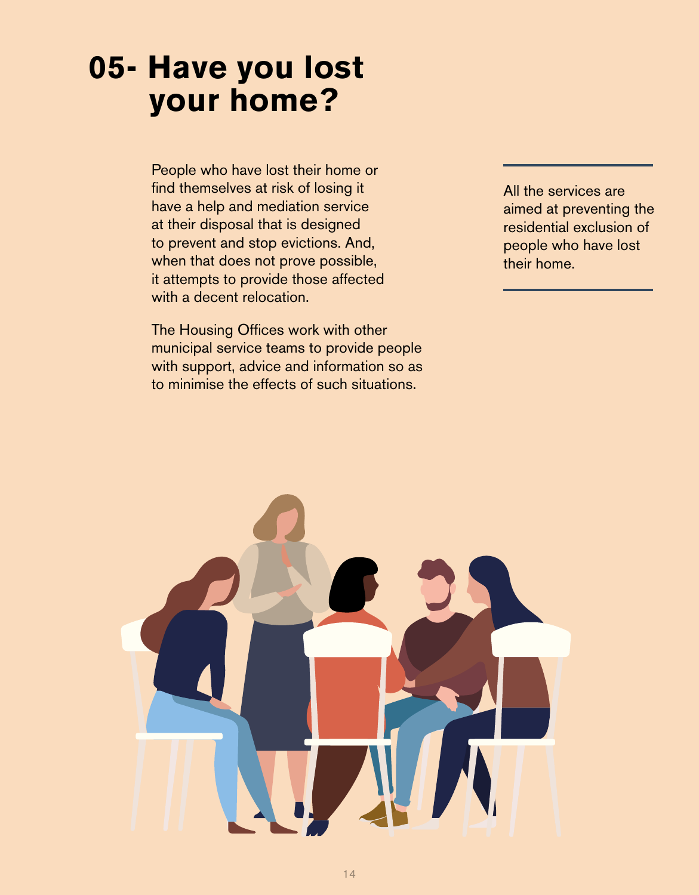# 05- Have you lost your home?

People who have lost their home or find themselves at risk of losing it have a help and mediation service at their disposal that is designed to prevent and stop evictions. And, when that does not prove possible, it attempts to provide those affected with a decent relocation.

The Housing Offices work with other municipal service teams to provide people with support, advice and information so as to minimise the effects of such situations.

All the services are aimed at preventing the residential exclusion of people who have lost their home.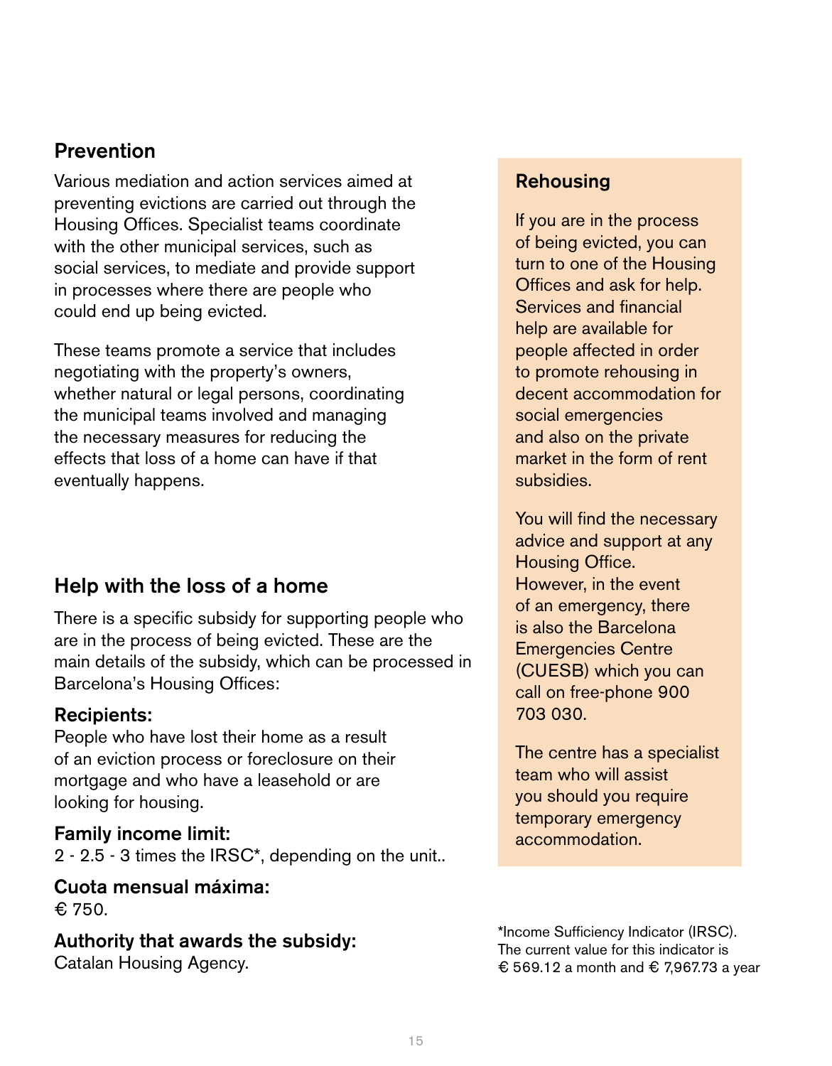## Prevention

Various mediation and action services aimed at preventing evictions are carried out through the Housing Offices. Specialist teams coordinate with the other municipal services, such as social services, to mediate and provide support in processes where there are people who could end up being evicted.

These teams promote a service that includes negotiating with the property's owners, whether natural or legal persons, coordinating the municipal teams involved and managing the necessary measures for reducing the effects that loss of a home can have if that eventually happens.

## Help with the loss of a home

There is a specific subsidy for supporting people who are in the process of being evicted. These are the main details of the subsidy, which can be processed in Barcelona's Housing Offices:

### Recipients:

People who have lost their home as a result of an eviction process or foreclosure on their mortgage and who have a leasehold or are looking for housing.

### Family income limit:

2 - 2.5 - 3 times the IRSC*, depending on the unit..

### Cuota mensual máxima:

€ 750.

### Authority that awards the subsidy:

Catalan Housing Agency.

## Rehousing

If you are in the process of being evicted, you can turn to one of the Housing Offices and ask for help. Services and financial help are available for people affected in order to promote rehousing in decent accommodation for social emergencies and also on the private market in the form of rent subsidies.

You will find the necessary advice and support at any Housing Office. However, in the event of an emergency, there is also the Barcelona Emergencies Centre (CUESB) which you can call on free-phone 900 703 030.

The centre has a specialist team who will assist you should you require temporary emergency accommodation.

*Income Sufficiency Indicator (IRSC). The current value for this indicator is € 569.12 a month and € 7,967.73 a year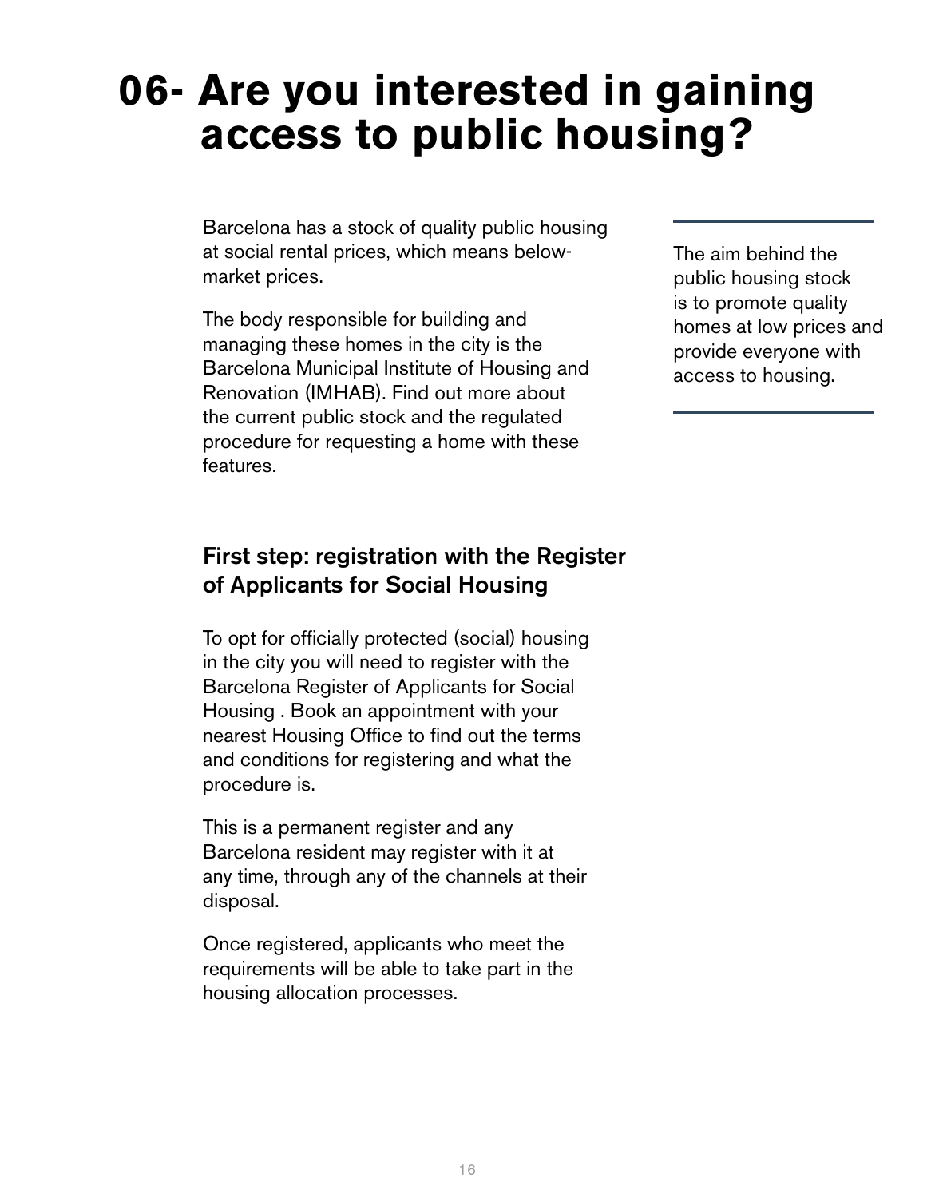# 06- Are you interested in gaining access to public housing?

Barcelona has a stock of quality public housing at social rental prices, which means below-market prices.

The body responsible for building and managing these homes in the city is the Barcelona Municipal Institute of Housing and Renovation (IMHAB). Find out more about the current public stock and the regulated procedure for requesting a home with these features.

The aim behind the public housing stock is to promote quality homes at low prices and provide everyone with access to housing.

## First step: registration with the Register of Applicants for Social Housing

To opt for officially protected (social) housing in the city you will need to register with the Barcelona Register of Applicants for Social Housing . Book an appointment with your nearest Housing Office to find out the terms and conditions for registering and what the procedure is.

This is a permanent register and any Barcelona resident may register with it at any time, through any of the channels at their disposal.

Once registered, applicants who meet the requirements will be able to take part in the housing allocation processes.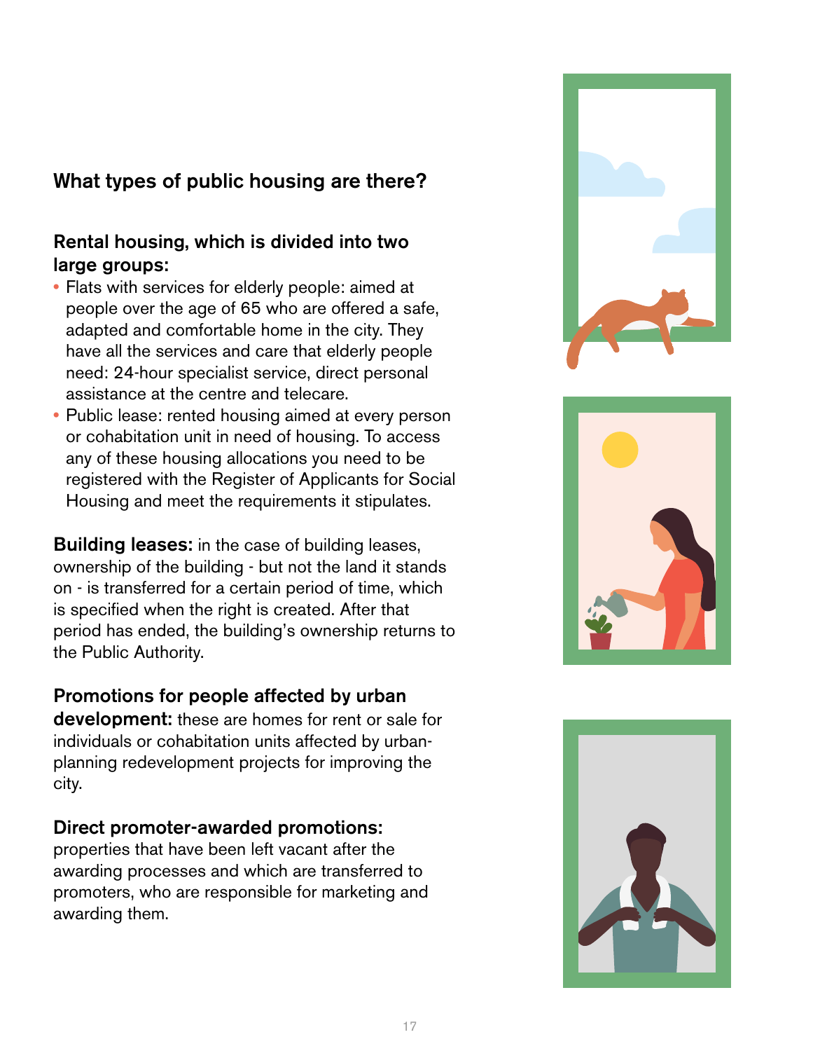## What types of public housing are there?

### Rental housing, which is divided into two large groups:

- Flats with services for elderly people: aimed at people over the age of 65 who are offered a safe, adapted and comfortable home in the city. They have all the services and care that elderly people need: 24-hour specialist service, direct personal assistance at the centre and telecare.
- Public lease: rented housing aimed at every person or cohabitation unit in need of housing. To access any of these housing allocations you need to be registered with the Register of Applicants for Social Housing and meet the requirements it stipulates.

**Building leases:** in the case of building leases, ownership of the building - but not the land it stands on - is transferred for a certain period of time, which is specified when the right is created. After that period has ended, the building's ownership returns to the Public Authority.

**Promotions for people affected by urban development:** these are homes for rent or sale for individuals or cohabitation units affected by urban-planning redevelopment projects for improving the city.

**Direct promoter-awarded promotions:** properties that have been left vacant after the awarding processes and which are transferred to promoters, who are responsible for marketing and awarding them.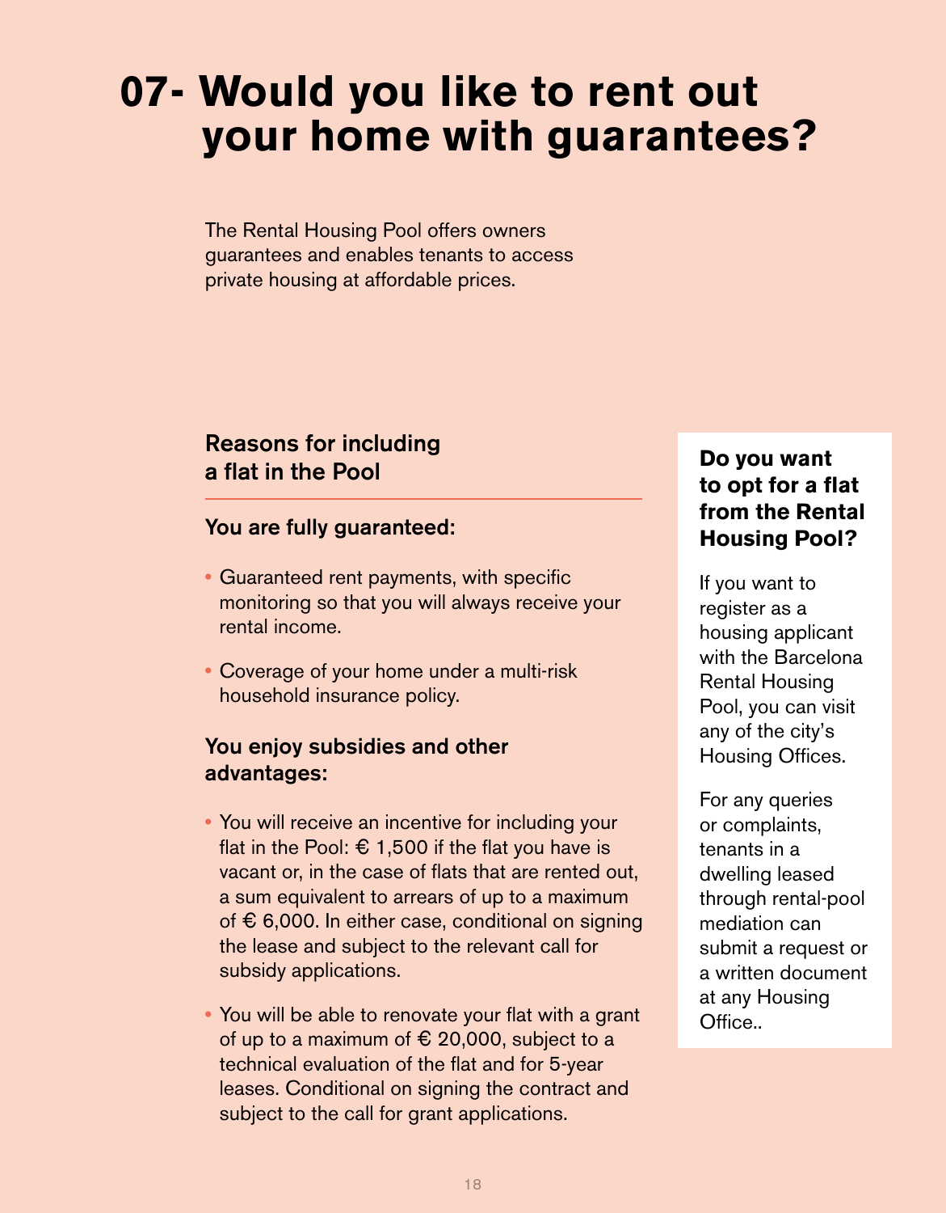# 07- Would you like to rent out your home with guarantees?

The Rental Housing Pool offers owners guarantees and enables tenants to access private housing at affordable prices.

## Reasons for including a flat in the Pool

### You are fully guaranteed:

- Guaranteed rent payments, with specific monitoring so that you will always receive your rental income.
- Coverage of your home under a multi-risk household insurance policy.

### You enjoy subsidies and other advantages:

- You will receive an incentive for including your flat in the Pool: € 1,500 if the flat you have is vacant or, in the case of flats that are rented out, a sum equivalent to arrears of up to a maximum of € 6,000. In either case, conditional on signing the lease and subject to the relevant call for subsidy applications.
- You will be able to renovate your flat with a grant of up to a maximum of € 20,000, subject to a technical evaluation of the flat and for 5-year leases. Conditional on signing the contract and subject to the call for grant applications.

**Do you want to opt for a flat from the Rental Housing Pool?**

If you want to register as a housing applicant with the Barcelona Rental Housing Pool, you can visit any of the city's Housing Offices.

For any queries or complaints, tenants in a dwelling leased through rental-pool mediation can submit a request or a written document at any Housing Office..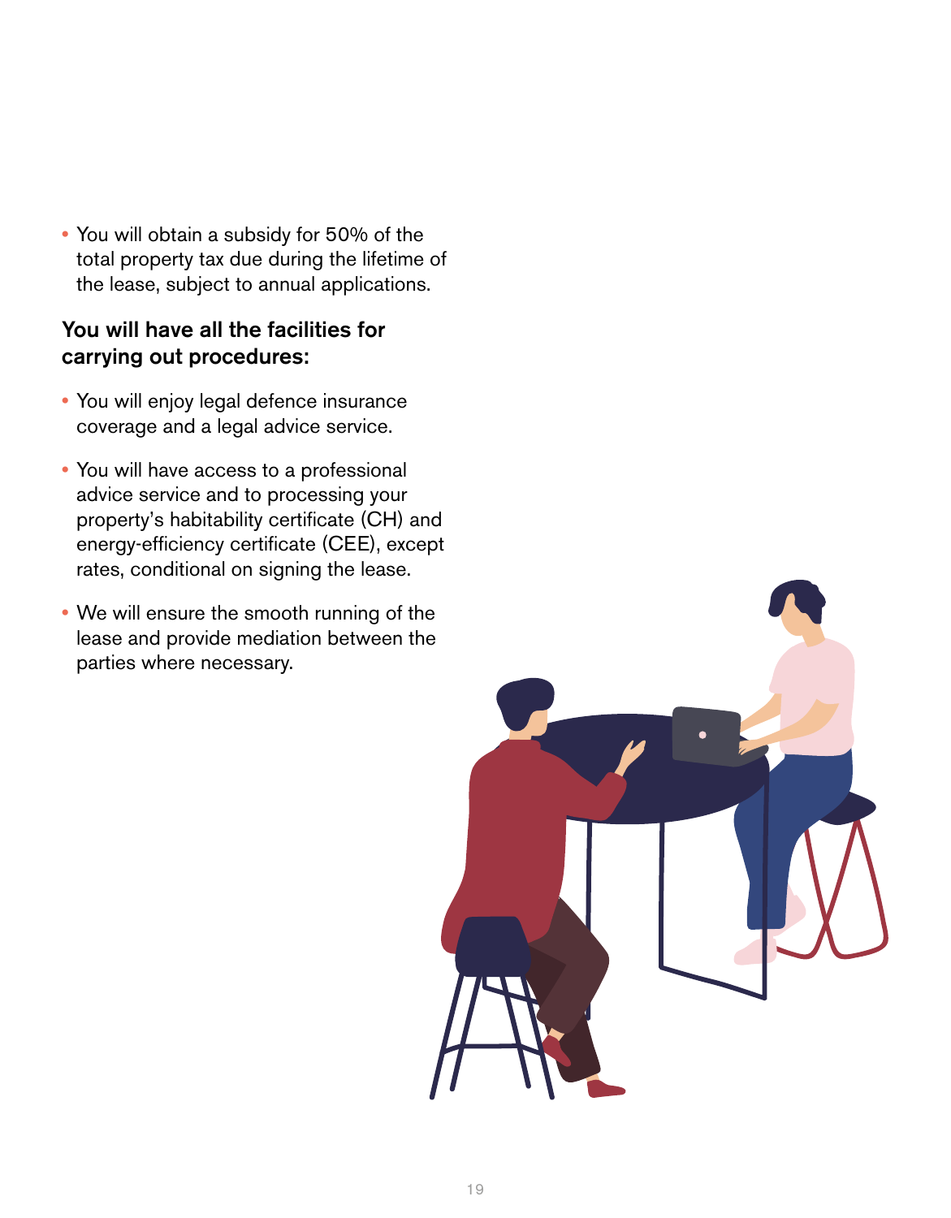- You will obtain a subsidy for 50% of the total property tax due during the lifetime of the lease, subject to annual applications.

**You will have all the facilities for carrying out procedures:**

- You will enjoy legal defence insurance coverage and a legal advice service.
- You will have access to a professional advice service and to processing your property's habitability certificate (CH) and energy-efficiency certificate (CEE), except rates, conditional on signing the lease.
- We will ensure the smooth running of the lease and provide mediation between the parties where necessary.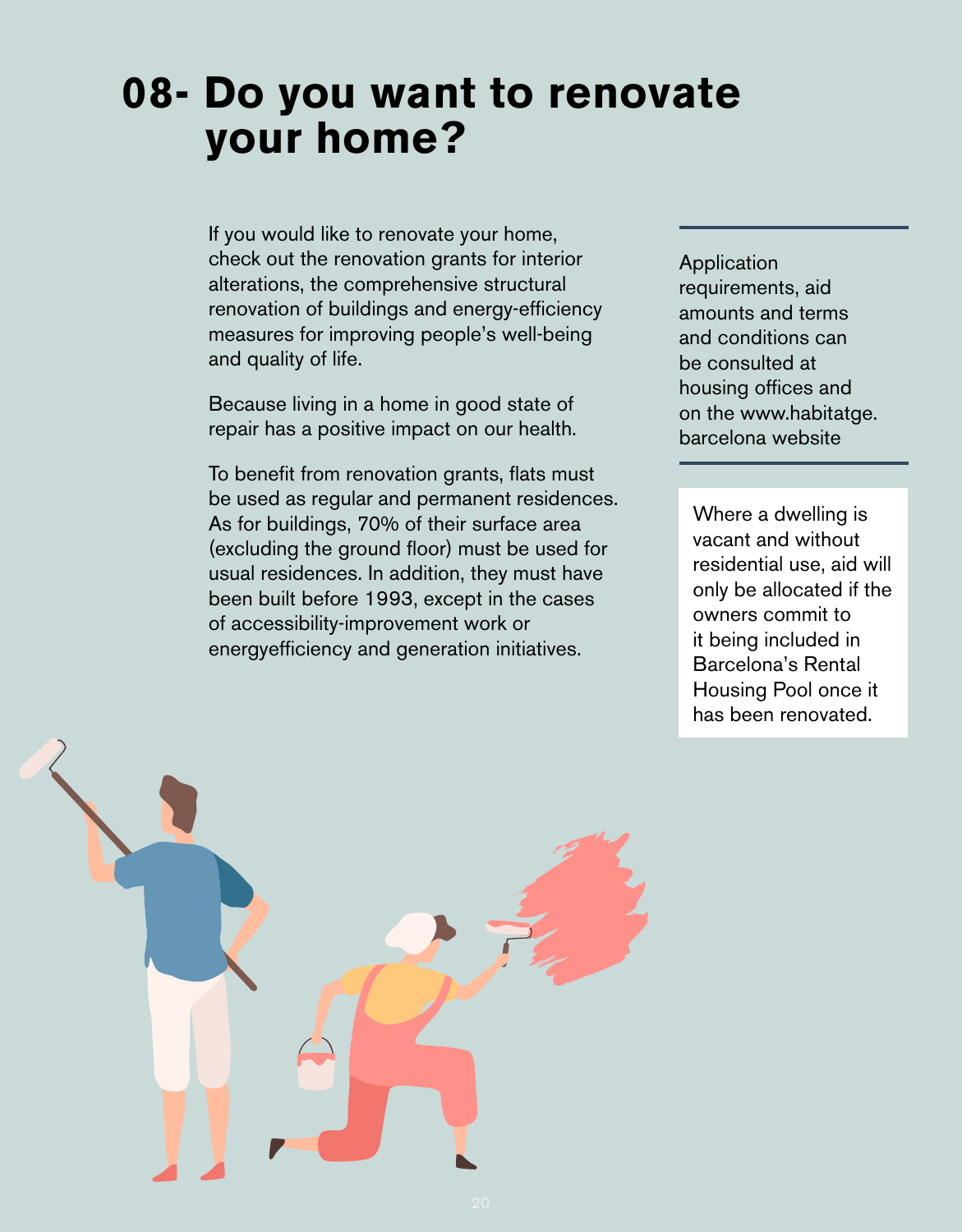# 08- Do you want to renovate your home?

If you would like to renovate your home, check out the renovation grants for interior alterations, the comprehensive structural renovation of buildings and energy-efficiency measures for improving people's well-being and quality of life.

Because living in a home in good state of repair has a positive impact on our health.

To benefit from renovation grants, flats must be used as regular and permanent residences. As for buildings, 70% of their surface area (excluding the ground floor) must be used for usual residences. In addition, they must have been built before 1993, except in the cases of accessibility-improvement work or energyefficiency and generation initiatives.

Application requirements, aid amounts and terms and conditions can be consulted at housing offices and on the www.habitatge.barcelona website

Where a dwelling is vacant and without residential use, aid will only be allocated if the owners commit to it being included in Barcelona's Rental Housing Pool once it has been renovated.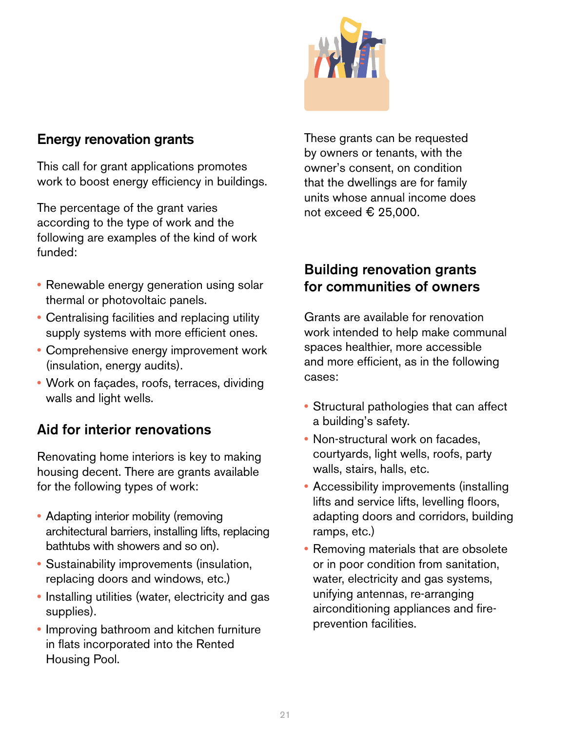## Energy renovation grants

This call for grant applications promotes work to boost energy efficiency in buildings.

The percentage of the grant varies according to the type of work and the following are examples of the kind of work funded:

- Renewable energy generation using solar thermal or photovoltaic panels.
- Centralising facilities and replacing utility supply systems with more efficient ones.
- Comprehensive energy improvement work (insulation, energy audits).
- Work on façades, roofs, terraces, dividing walls and light wells.

## Aid for interior renovations

Renovating home interiors is key to making housing decent. There are grants available for the following types of work:

- Adapting interior mobility (removing architectural barriers, installing lifts, replacing bathtubs with showers and so on).
- Sustainability improvements (insulation, replacing doors and windows, etc.)
- Installing utilities (water, electricity and gas supplies).
- Improving bathroom and kitchen furniture in flats incorporated into the Rented Housing Pool.

These grants can be requested by owners or tenants, with the owner's consent, on condition that the dwellings are for family units whose annual income does not exceed € 25,000.

## Building renovation grants for communities of owners

Grants are available for renovation work intended to help make communal spaces healthier, more accessible and more efficient, as in the following cases:

- Structural pathologies that can affect a building's safety.
- Non-structural work on facades, courtyards, light wells, roofs, party walls, stairs, halls, etc.
- Accessibility improvements (installing lifts and service lifts, levelling floors, adapting doors and corridors, building ramps, etc.)
- Removing materials that are obsolete or in poor condition from sanitation, water, electricity and gas systems, unifying antennas, re-arranging airconditioning appliances and fire-prevention facilities.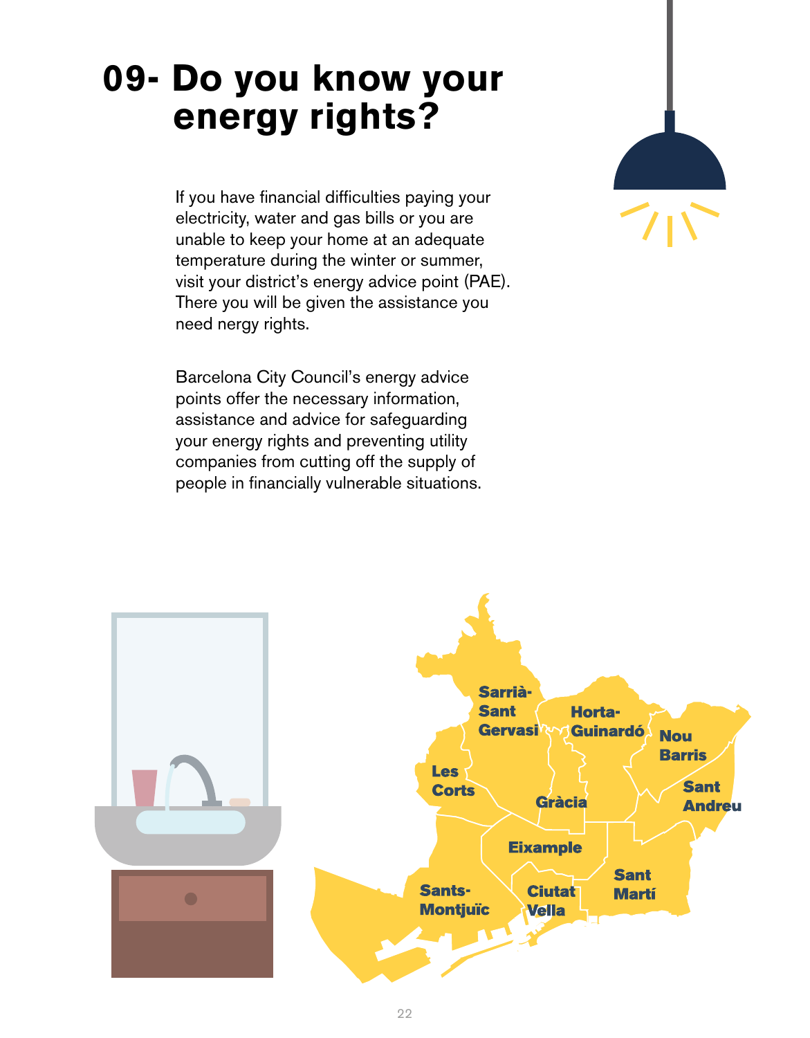# 09- Do you know your energy rights?

If you have financial difficulties paying your electricity, water and gas bills or you are unable to keep your home at an adequate temperature during the winter or summer, visit your district's energy advice point (PAE). There you will be given the assistance you need nergy rights.

Barcelona City Council's energy advice points offer the necessary information, assistance and advice for safeguarding your energy rights and preventing utility companies from cutting off the supply of people in financially vulnerable situations.

Sarrià-Sant Gervasi

Horta-Guinardó

Nou Barris

Les Corts

Gràcia

Sant Andreu

Eixample

Sant Martí

Sants-Montjuïc

Ciutat Vella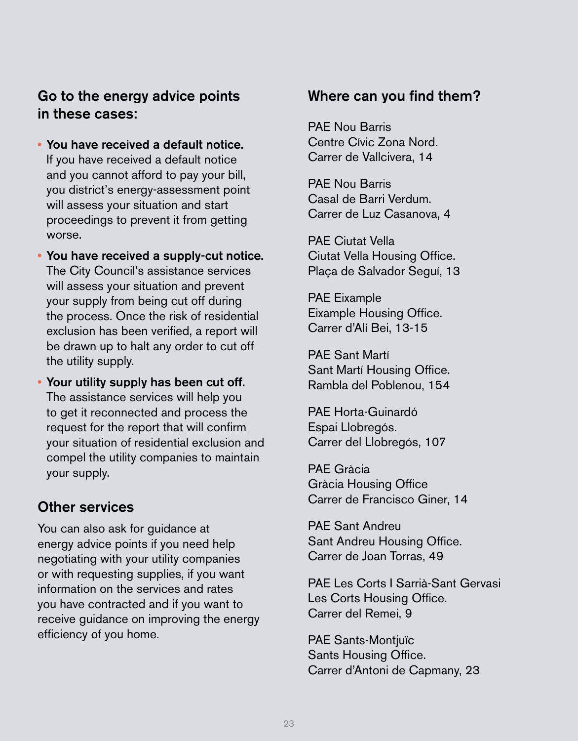## Go to the energy advice points in these cases:

- **You have received a default notice.** If you have received a default notice and you cannot afford to pay your bill, you district's energy-assessment point will assess your situation and start proceedings to prevent it from getting worse.
- **You have received a supply-cut notice.** The City Council's assistance services will assess your situation and prevent your supply from being cut off during the process. Once the risk of residential exclusion has been verified, a report will be drawn up to halt any order to cut off the utility supply.
- **Your utility supply has been cut off.** The assistance services will help you to get it reconnected and process the request for the report that will confirm your situation of residential exclusion and compel the utility companies to maintain your supply.

## Other services

You can also ask for guidance at energy advice points if you need help negotiating with your utility companies or with requesting supplies, if you want information on the services and rates you have contracted and if you want to receive guidance on improving the energy efficiency of you home.

## Where can you find them?

PAE Nou Barris
Centre Cívic Zona Nord.
Carrer de Vallcivera, 14

PAE Nou Barris
Casal de Barri Verdum.
Carrer de Luz Casanova, 4

PAE Ciutat Vella
Ciutat Vella Housing Office.
Plaça de Salvador Seguí, 13

PAE Eixample
Eixample Housing Office.
Carrer d'Alí Bei, 13-15

PAE Sant Martí
Sant Martí Housing Office.
Rambla del Poblenou, 154

PAE Horta-Guinardó
Espai Llobregós.
Carrer del Llobregós, 107

PAE Gràcia
Gràcia Housing Office
Carrer de Francisco Giner, 14

PAE Sant Andreu
Sant Andreu Housing Office.
Carrer de Joan Torras, 49

PAE Les Corts I Sarrià-Sant Gervasi
Les Corts Housing Office.
Carrer del Remei, 9

PAE Sants-Montjuïc
Sants Housing Office.
Carrer d'Antoni de Capmany, 23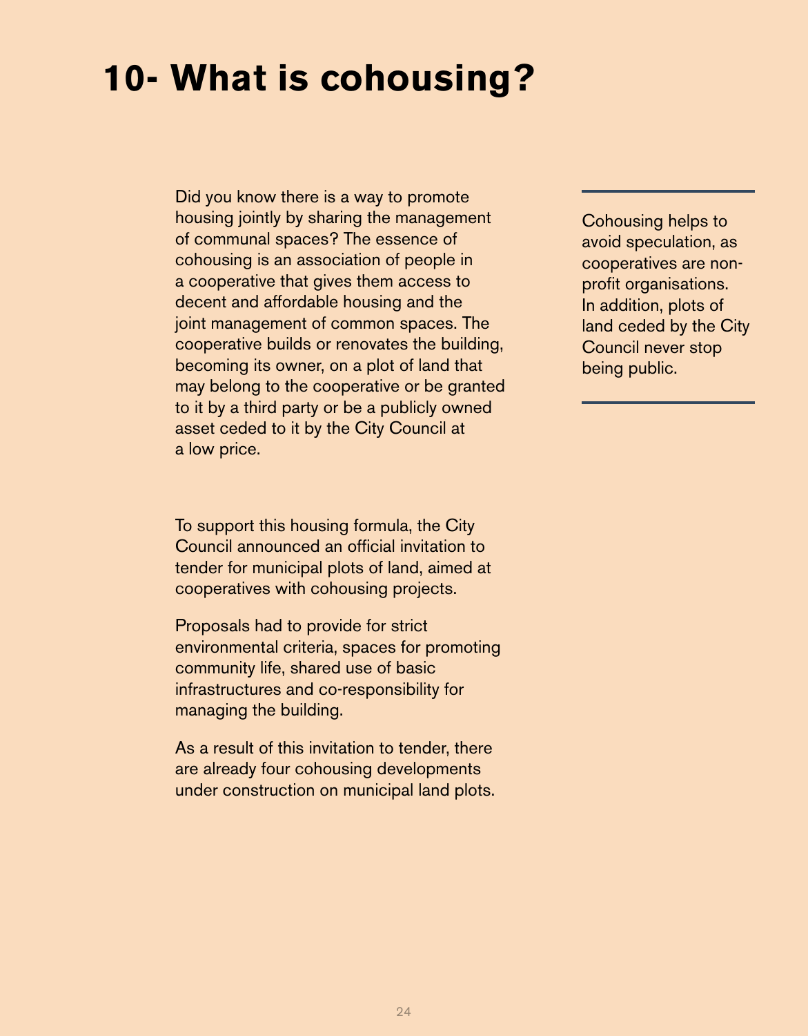# 10- What is cohousing?

Did you know there is a way to promote housing jointly by sharing the management of communal spaces? The essence of cohousing is an association of people in a cooperative that gives them access to decent and affordable housing and the joint management of common spaces. The cooperative builds or renovates the building, becoming its owner, on a plot of land that may belong to the cooperative or be granted to it by a third party or be a publicly owned asset ceded to it by the City Council at a low price.

Cohousing helps to avoid speculation, as cooperatives are non-profit organisations. In addition, plots of land ceded by the City Council never stop being public.

To support this housing formula, the City Council announced an official invitation to tender for municipal plots of land, aimed at cooperatives with cohousing projects.

Proposals had to provide for strict environmental criteria, spaces for promoting community life, shared use of basic infrastructures and co-responsibility for managing the building.

As a result of this invitation to tender, there are already four cohousing developments under construction on municipal land plots.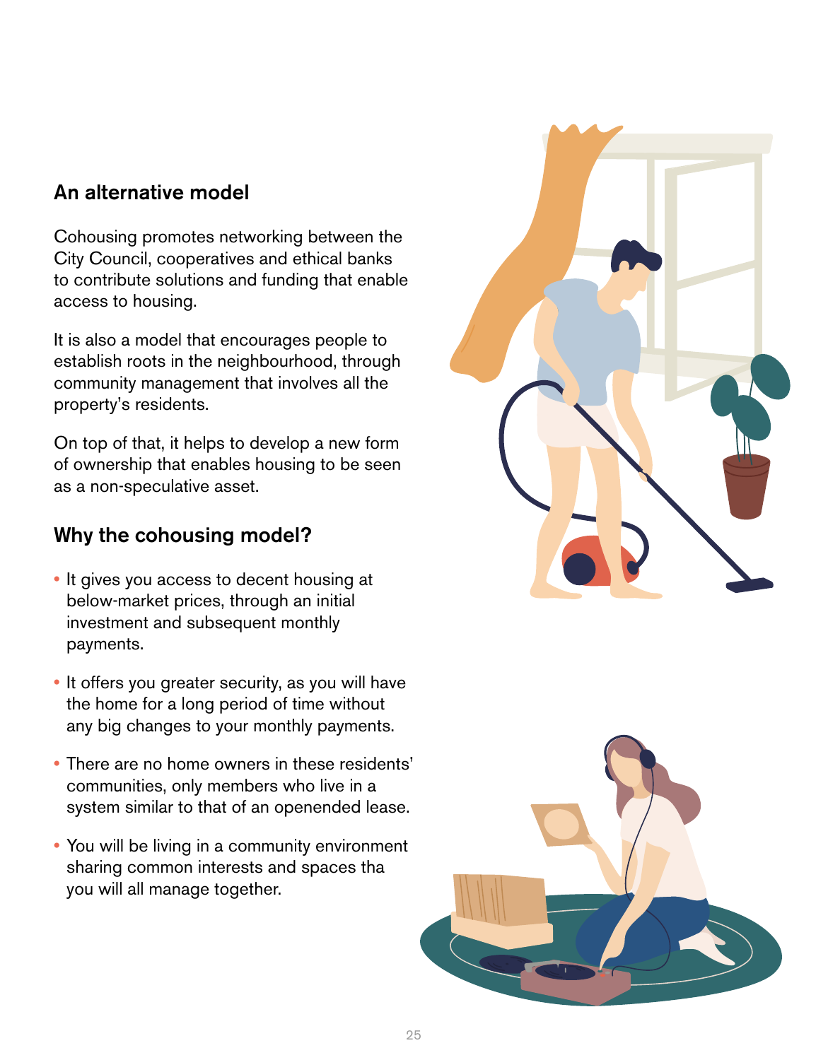## An alternative model

Cohousing promotes networking between the City Council, cooperatives and ethical banks to contribute solutions and funding that enable access to housing.

It is also a model that encourages people to establish roots in the neighbourhood, through community management that involves all the property's residents.

On top of that, it helps to develop a new form of ownership that enables housing to be seen as a non-speculative asset.

## Why the cohousing model?

- It gives you access to decent housing at below-market prices, through an initial investment and subsequent monthly payments.
- It offers you greater security, as you will have the home for a long period of time without any big changes to your monthly payments.
- There are no home owners in these residents' communities, only members who live in a system similar to that of an openended lease.
- You will be living in a community environment sharing common interests and spaces tha you will all manage together.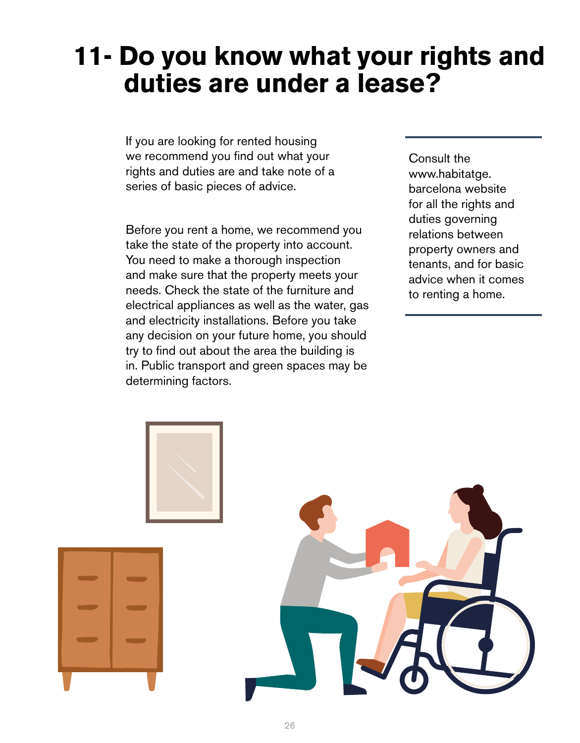# 11- Do you know what your rights and duties are under a lease?

If you are looking for rented housing we recommend you find out what your rights and duties are and take note of a series of basic pieces of advice.

Before you rent a home, we recommend you take the state of the property into account. You need to make a thorough inspection and make sure that the property meets your needs. Check the state of the furniture and electrical appliances as well as the water, gas and electricity installations. Before you take any decision on your future home, you should try to find out about the area the building is in. Public transport and green spaces may be determining factors.

Consult the www.habitatge.barcelona website for all the rights and duties governing relations between property owners and tenants, and for basic advice when it comes to renting a home.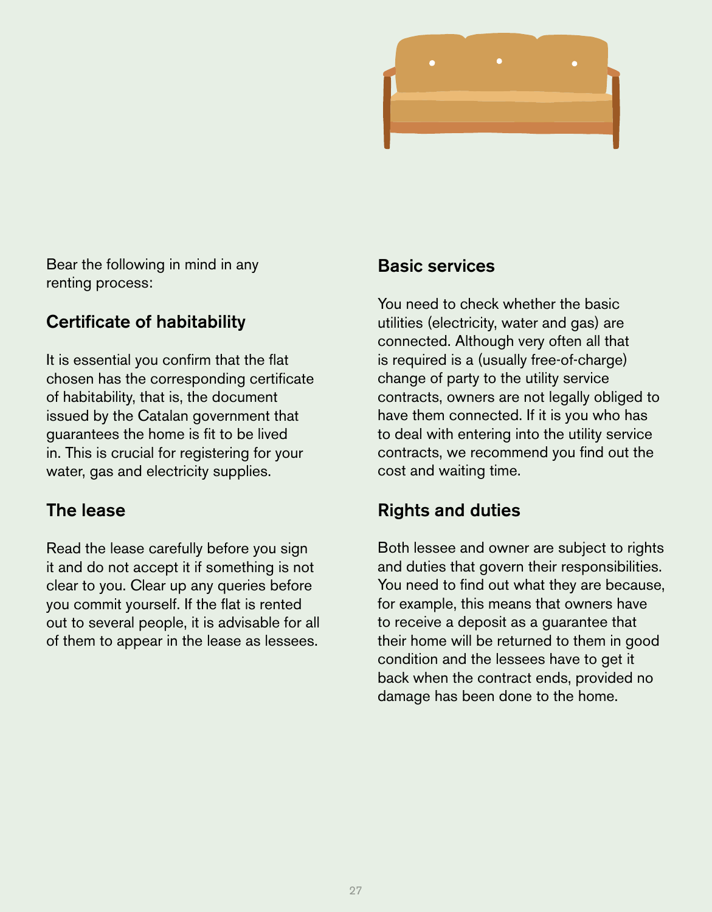Bear the following in mind in any renting process:

## Certificate of habitability

It is essential you confirm that the flat chosen has the corresponding certificate of habitability, that is, the document issued by the Catalan government that guarantees the home is fit to be lived in. This is crucial for registering for your water, gas and electricity supplies.

## The lease

Read the lease carefully before you sign it and do not accept it if something is not clear to you. Clear up any queries before you commit yourself. If the flat is rented out to several people, it is advisable for all of them to appear in the lease as lessees.

## Basic services

You need to check whether the basic utilities (electricity, water and gas) are connected. Although very often all that is required is a (usually free-of-charge) change of party to the utility service contracts, owners are not legally obliged to have them connected. If it is you who has to deal with entering into the utility service contracts, we recommend you find out the cost and waiting time.

## Rights and duties

Both lessee and owner are subject to rights and duties that govern their responsibilities. You need to find out what they are because, for example, this means that owners have to receive a deposit as a guarantee that their home will be returned to them in good condition and the lessees have to get it back when the contract ends, provided no damage has been done to the home.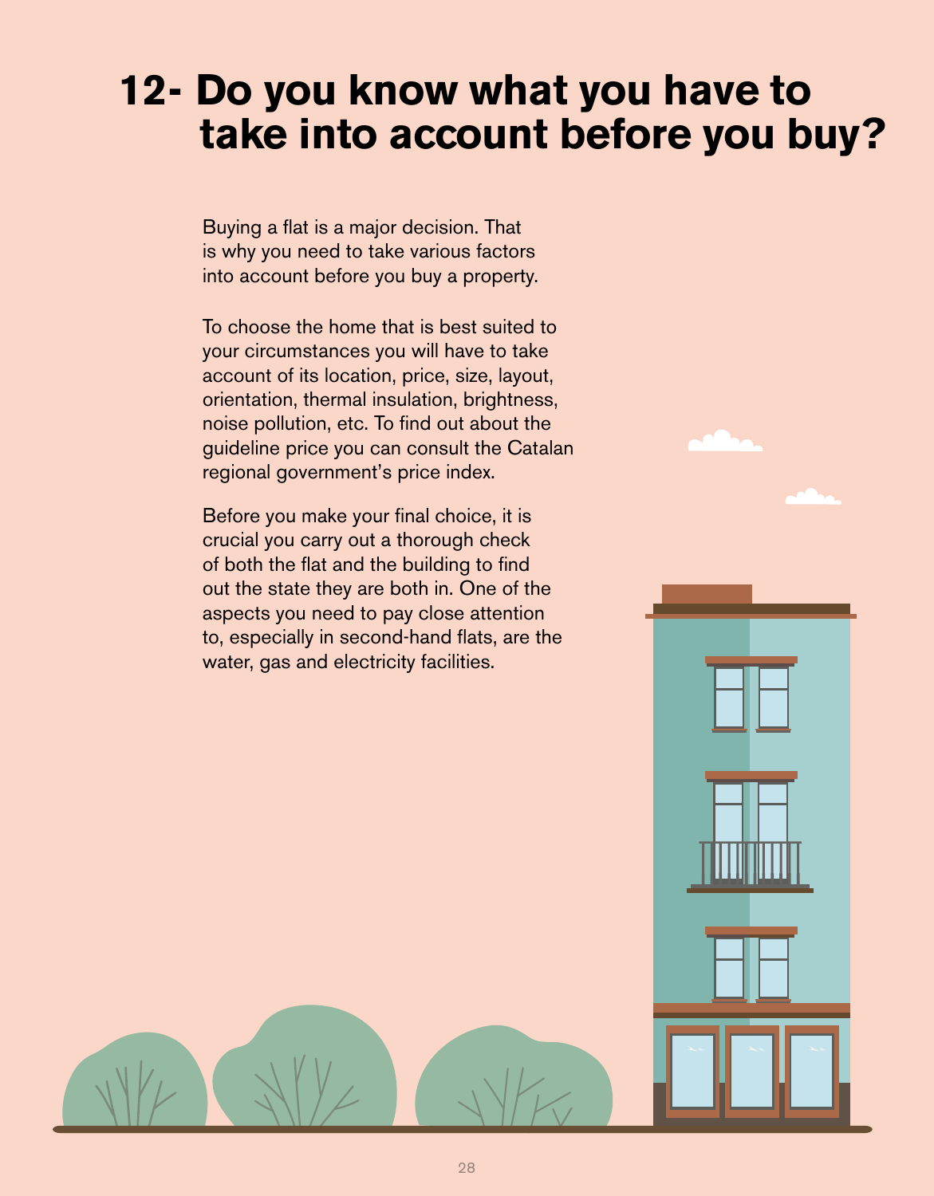# 12- Do you know what you have to take into account before you buy?

Buying a flat is a major decision. That is why you need to take various factors into account before you buy a property.

To choose the home that is best suited to your circumstances you will have to take account of its location, price, size, layout, orientation, thermal insulation, brightness, noise pollution, etc. To find out about the guideline price you can consult the Catalan regional government's price index.

Before you make your final choice, it is crucial you carry out a thorough check of both the flat and the building to find out the state they are both in. One of the aspects you need to pay close attention to, especially in second-hand flats, are the water, gas and electricity facilities.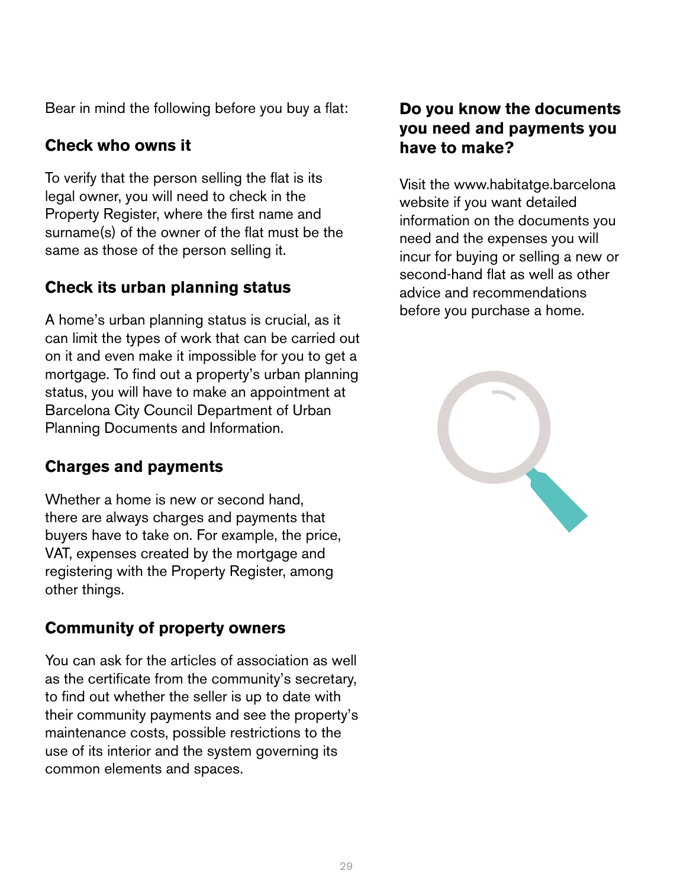Bear in mind the following before you buy a flat:

### Check who owns it

To verify that the person selling the flat is its legal owner, you will need to check in the Property Register, where the first name and surname(s) of the owner of the flat must be the same as those of the person selling it.

### Check its urban planning status

A home's urban planning status is crucial, as it can limit the types of work that can be carried out on it and even make it impossible for you to get a mortgage. To find out a property's urban planning status, you will have to make an appointment at Barcelona City Council Department of Urban Planning Documents and Information.

### Charges and payments

Whether a home is new or second hand, there are always charges and payments that buyers have to take on. For example, the price, VAT, expenses created by the mortgage and registering with the Property Register, among other things.

### Community of property owners

You can ask for the articles of association as well as the certificate from the community's secretary, to find out whether the seller is up to date with their community payments and see the property's maintenance costs, possible restrictions to the use of its interior and the system governing its common elements and spaces.

### Do you know the documents you need and payments you have to make?

Visit the www.habitatge.barcelona website if you want detailed information on the documents you need and the expenses you will incur for buying or selling a new or second-hand flat as well as other advice and recommendations before you purchase a home.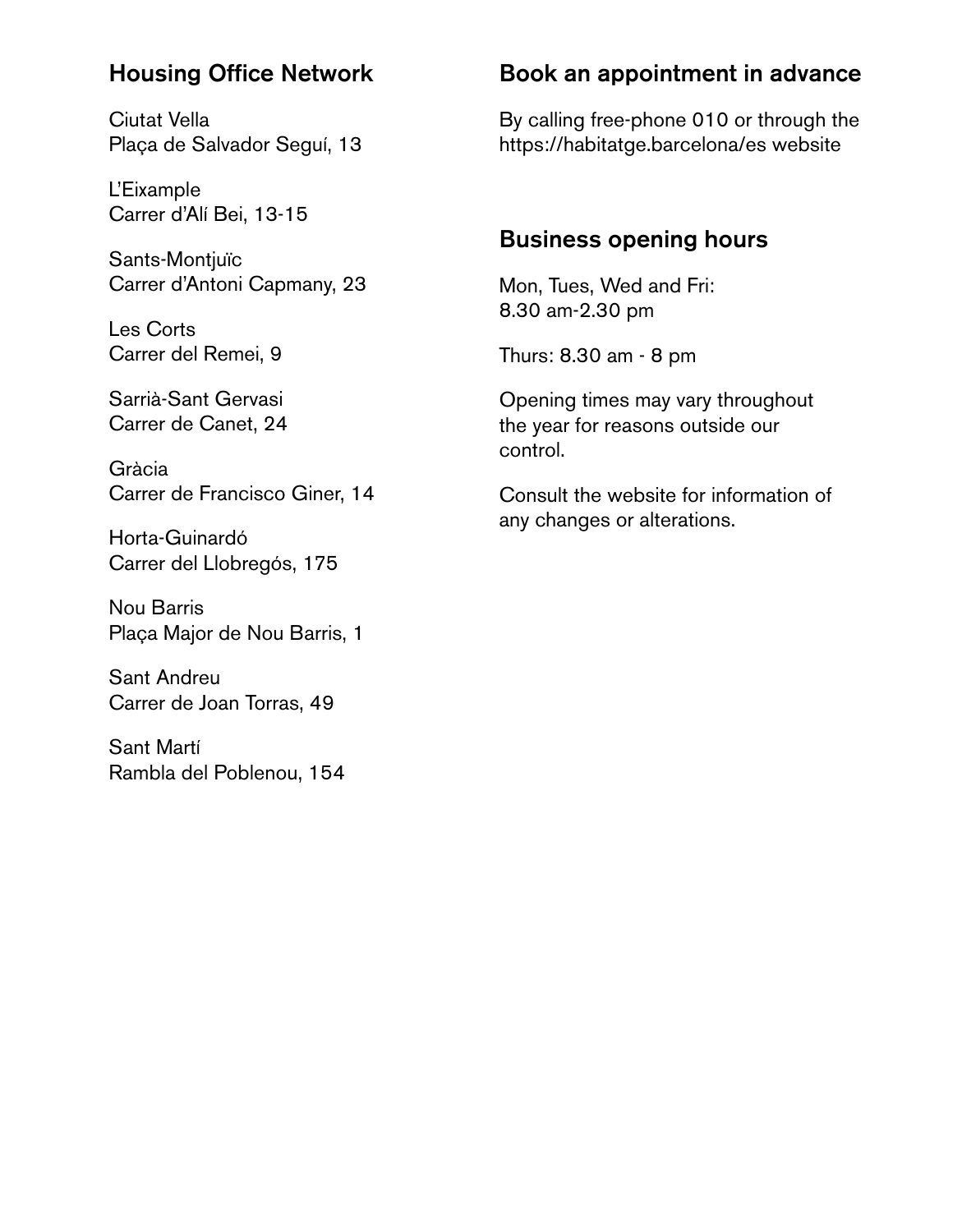## Housing Office Network

Ciutat Vella
Plaça de Salvador Seguí, 13

L'Eixample
Carrer d'Alí Bei, 13-15

Sants-Montjuïc
Carrer d'Antoni Capmany, 23

Les Corts
Carrer del Remei, 9

Sarrià-Sant Gervasi
Carrer de Canet, 24

Gràcia
Carrer de Francisco Giner, 14

Horta-Guinardó
Carrer del Llobregós, 175

Nou Barris
Plaça Major de Nou Barris, 1

Sant Andreu
Carrer de Joan Torras, 49

Sant Martí
Rambla del Poblenou, 154

## Book an appointment in advance

By calling free-phone 010 or through the https://habitatge.barcelona/es website

## Business opening hours

Mon, Tues, Wed and Fri:
8.30 am-2.30 pm

Thurs: 8.30 am - 8 pm

Opening times may vary throughout the year for reasons outside our control.

Consult the website for information of any changes or alterations.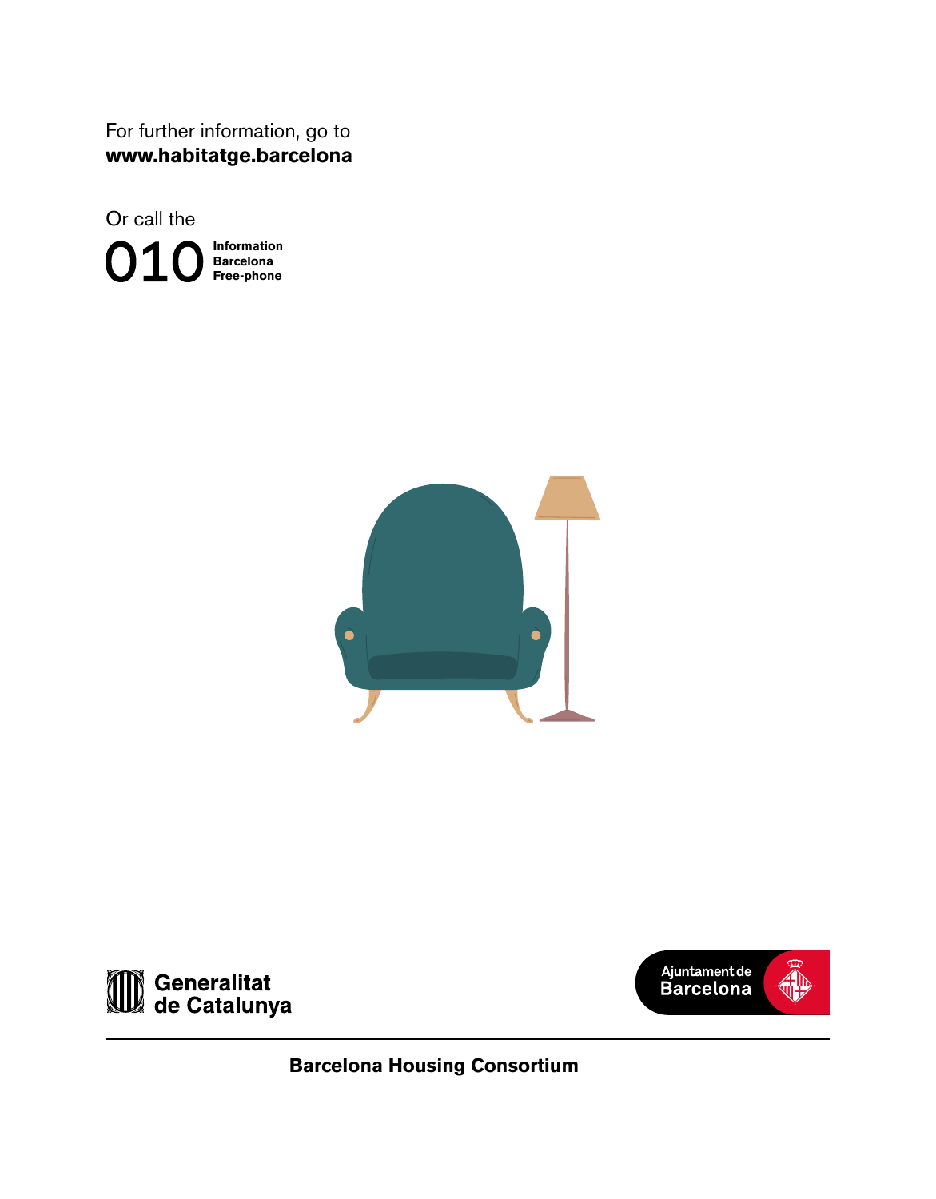For further information, go to
**www.habitatge.barcelona**

Or call the
010 **Information Barcelona Free-phone**

**Generalitat de Catalunya**

**Ajuntament de Barcelona**

**Barcelona Housing Consortium**